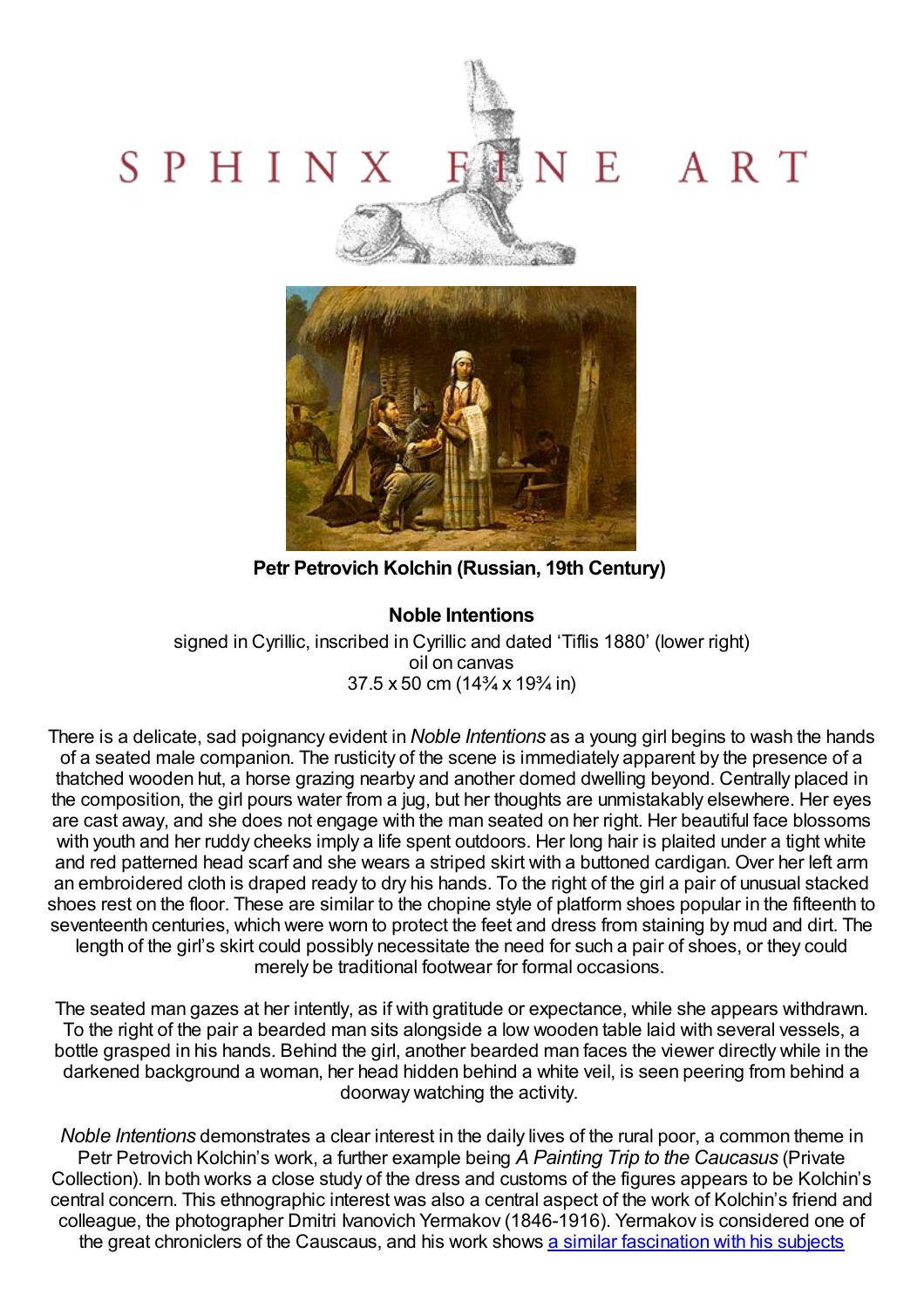SPHINX FINE ART

**Petr Petrovich Kolchin (Russian, 19th Century)**

**Noble Intentions**

signed in Cyrillic, inscribed in Cyrillic and dated 'Tiflis 1880' (lower right)
oil on canvas
37.5 x 50 cm (14¾ x 19¾ in)

There is a delicate, sad poignancy evident in *Noble Intentions* as a young girl begins to wash the hands of a seated male companion. The rusticity of the scene is immediately apparent by the presence of a thatched wooden hut, a horse grazing nearby and another domed dwelling beyond. Centrally placed in the composition, the girl pours water from a jug, but her thoughts are unmistakably elsewhere. Her eyes are cast away, and she does not engage with the man seated on her right. Her beautiful face blossoms with youth and her ruddy cheeks imply a life spent outdoors. Her long hair is plaited under a tight white and red patterned head scarf and she wears a striped skirt with a buttoned cardigan. Over her left arm an embroidered cloth is draped ready to dry his hands. To the right of the girl a pair of unusual stacked shoes rest on the floor. These are similar to the chopine style of platform shoes popular in the fifteenth to seventeenth centuries, which were worn to protect the feet and dress from staining by mud and dirt. The length of the girl's skirt could possibly necessitate the need for such a pair of shoes, or they could merely be traditional footwear for formal occasions.

The seated man gazes at her intently, as if with gratitude or expectance, while she appears withdrawn. To the right of the pair a bearded man sits alongside a low wooden table laid with several vessels, a bottle grasped in his hands. Behind the girl, another bearded man faces the viewer directly while in the darkened background a woman, her head hidden behind a white veil, is seen peering from behind a doorway watching the activity.

*Noble Intentions* demonstrates a clear interest in the daily lives of the rural poor, a common theme in Petr Petrovich Kolchin's work, a further example being *A Painting Trip to the Caucasus* (Private Collection). In both works a close study of the dress and customs of the figures appears to be Kolchin's central concern. This ethnographic interest was also a central aspect of the work of Kolchin's friend and colleague, the photographer Dmitri Ivanovich Yermakov (1846-1916). Yermakov is considered one of the great chroniclers of the Causcaus, and his work shows a similar fascination with his subjects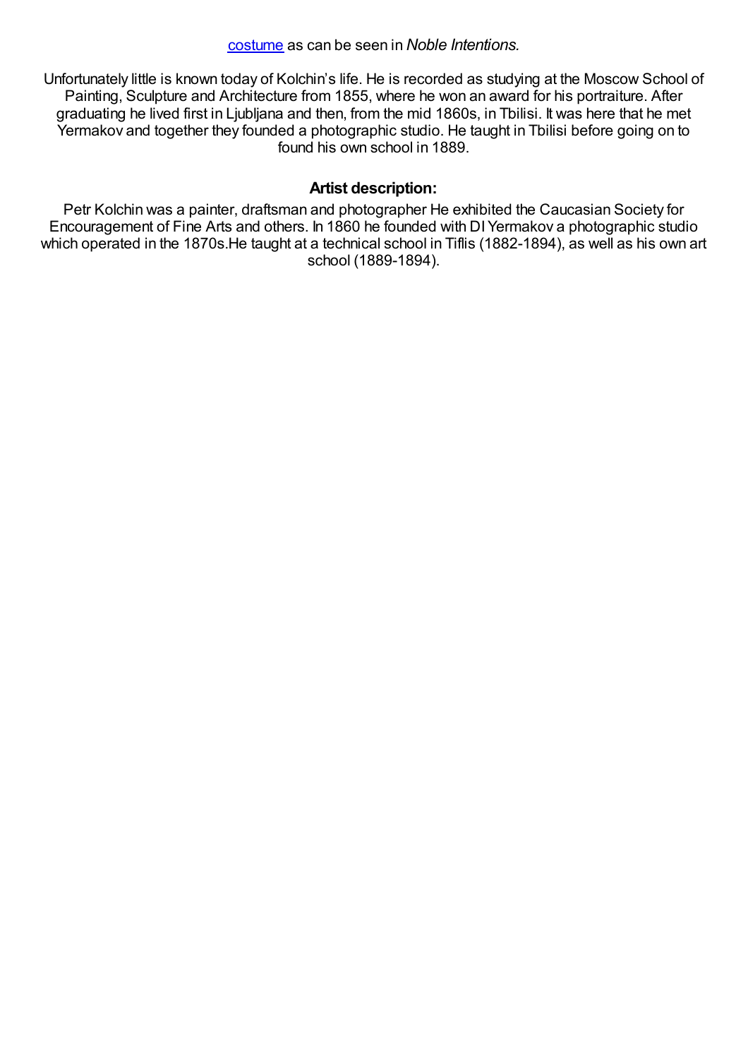[costume] as can be seen in *Noble Intentions.*

Unfortunately little is known today of Kolchin's life. He is recorded as studying at the Moscow School of Painting, Sculpture and Architecture from 1855, where he won an award for his portraiture. After graduating he lived first in Ljubljana and then, from the mid 1860s, in Tbilisi. It was here that he met Yermakov and together they founded a photographic studio. He taught in Tbilisi before going on to found his own school in 1889.

### Artist description:

Petr Kolchin was a painter, draftsman and photographer He exhibited the Caucasian Society for Encouragement of Fine Arts and others. In 1860 he founded with DI Yermakov a photographic studio which operated in the 1870s.He taught at a technical school in Tiflis (1882-1894), as well as his own art school (1889-1894).